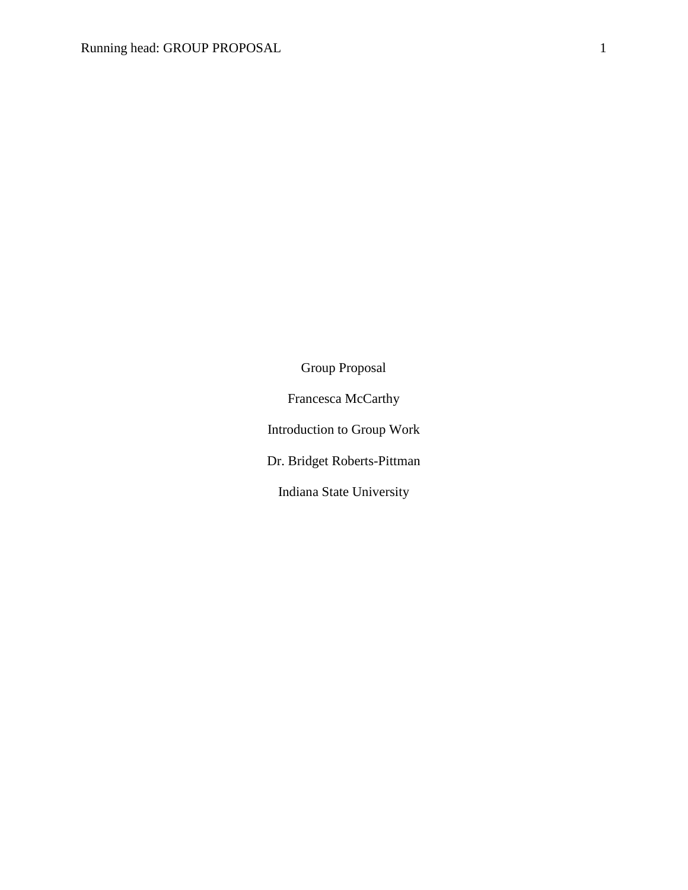Group Proposal

Francesca McCarthy

Introduction to Group Work

Dr. Bridget Roberts-Pittman

Indiana State University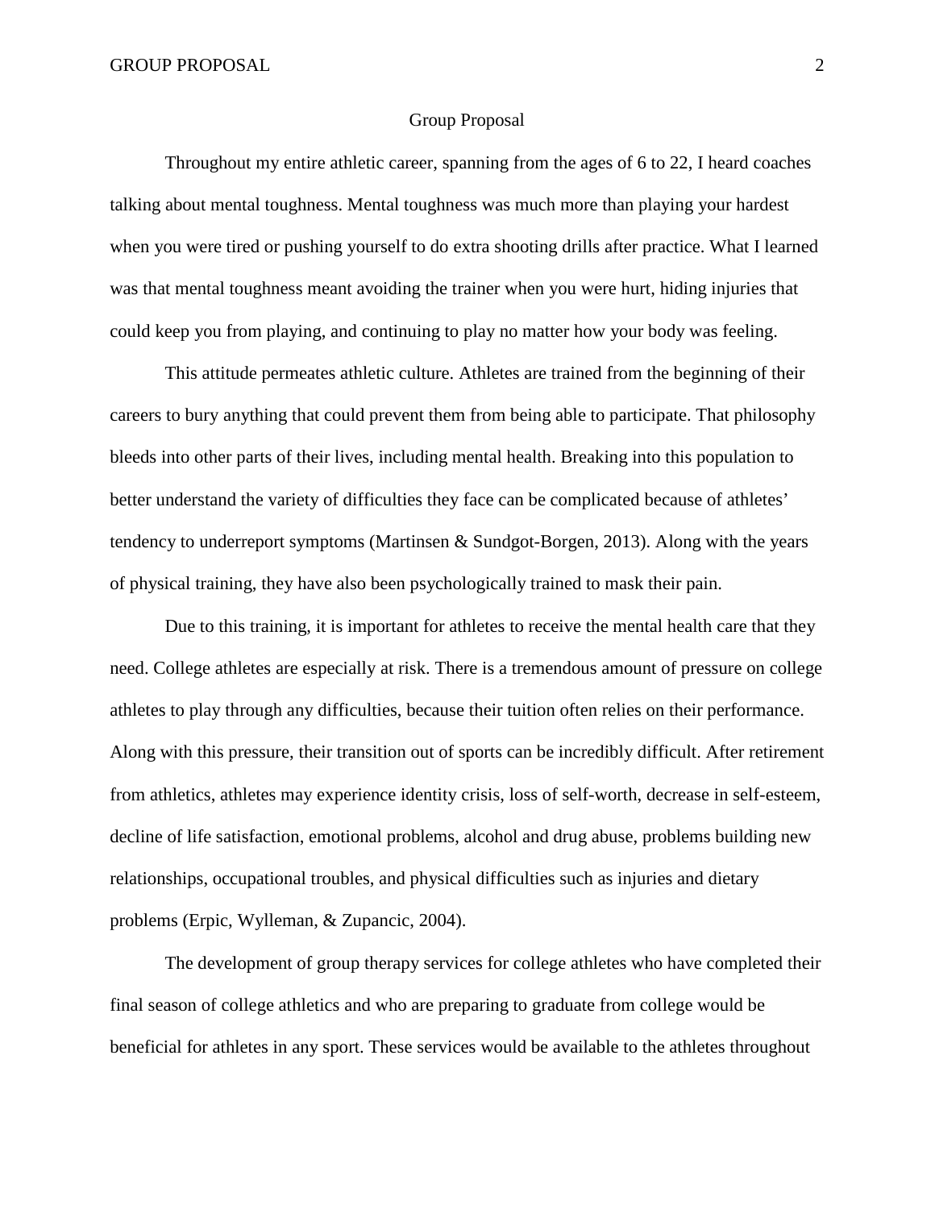# Group Proposal

Throughout my entire athletic career, spanning from the ages of 6 to 22, I heard coaches talking about mental toughness. Mental toughness was much more than playing your hardest when you were tired or pushing yourself to do extra shooting drills after practice. What I learned was that mental toughness meant avoiding the trainer when you were hurt, hiding injuries that could keep you from playing, and continuing to play no matter how your body was feeling.

This attitude permeates athletic culture. Athletes are trained from the beginning of their careers to bury anything that could prevent them from being able to participate. That philosophy bleeds into other parts of their lives, including mental health. Breaking into this population to better understand the variety of difficulties they face can be complicated because of athletes' tendency to underreport symptoms (Martinsen & Sundgot-Borgen, 2013). Along with the years of physical training, they have also been psychologically trained to mask their pain.

Due to this training, it is important for athletes to receive the mental health care that they need. College athletes are especially at risk. There is a tremendous amount of pressure on college athletes to play through any difficulties, because their tuition often relies on their performance. Along with this pressure, their transition out of sports can be incredibly difficult. After retirement from athletics, athletes may experience identity crisis, loss of self-worth, decrease in self-esteem, decline of life satisfaction, emotional problems, alcohol and drug abuse, problems building new relationships, occupational troubles, and physical difficulties such as injuries and dietary problems (Erpic, Wylleman, & Zupancic, 2004).

The development of group therapy services for college athletes who have completed their final season of college athletics and who are preparing to graduate from college would be beneficial for athletes in any sport. These services would be available to the athletes throughout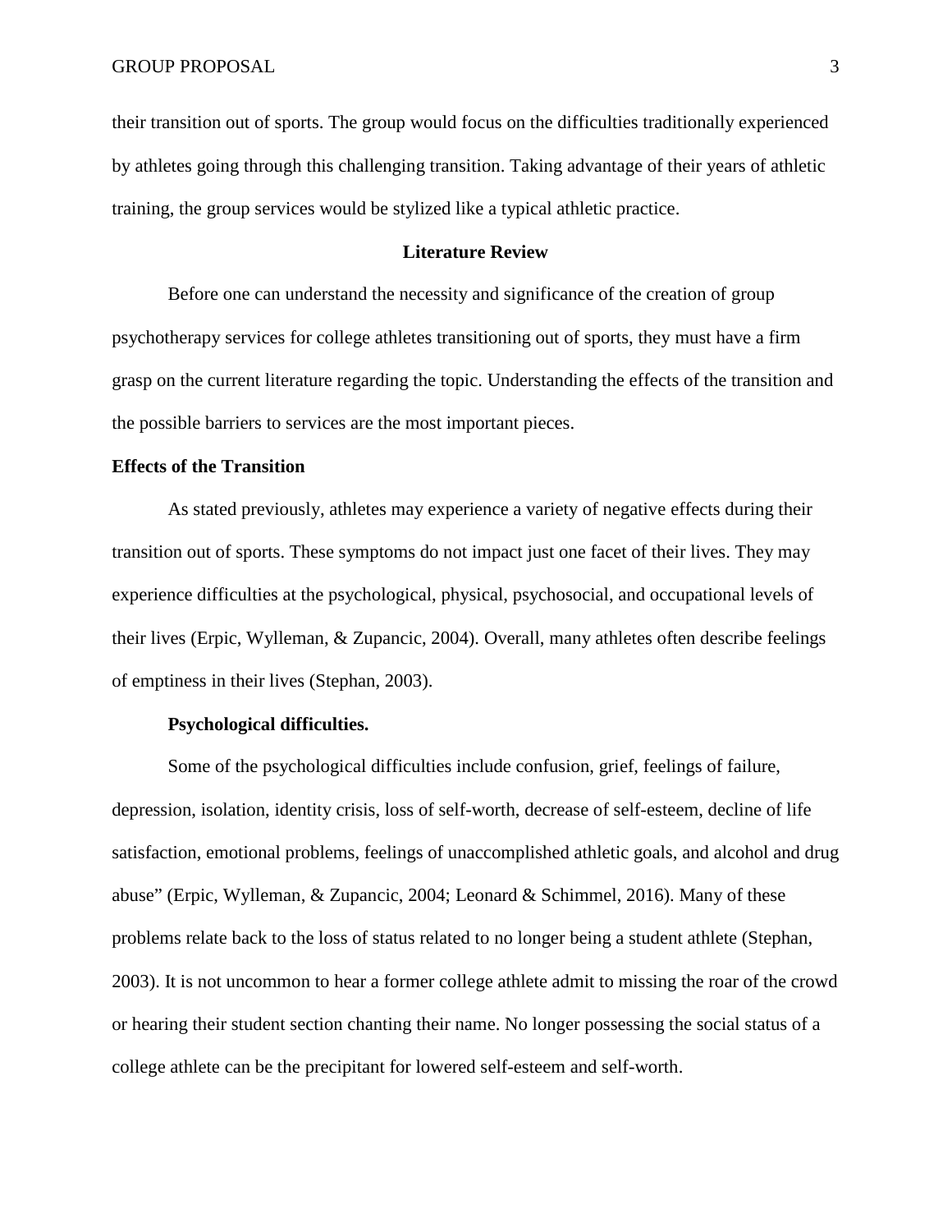their transition out of sports. The group would focus on the difficulties traditionally experienced by athletes going through this challenging transition. Taking advantage of their years of athletic training, the group services would be stylized like a typical athletic practice.

## Literature Review

Before one can understand the necessity and significance of the creation of group psychotherapy services for college athletes transitioning out of sports, they must have a firm grasp on the current literature regarding the topic. Understanding the effects of the transition and the possible barriers to services are the most important pieces.

### Effects of the Transition

As stated previously, athletes may experience a variety of negative effects during their transition out of sports. These symptoms do not impact just one facet of their lives. They may experience difficulties at the psychological, physical, psychosocial, and occupational levels of their lives (Erpic, Wylleman, & Zupancic, 2004). Overall, many athletes often describe feelings of emptiness in their lives (Stephan, 2003).

#### Psychological difficulties.

Some of the psychological difficulties include confusion, grief, feelings of failure, depression, isolation, identity crisis, loss of self-worth, decrease of self-esteem, decline of life satisfaction, emotional problems, feelings of unaccomplished athletic goals, and alcohol and drug abuse" (Erpic, Wylleman, & Zupancic, 2004; Leonard & Schimmel, 2016). Many of these problems relate back to the loss of status related to no longer being a student athlete (Stephan, 2003). It is not uncommon to hear a former college athlete admit to missing the roar of the crowd or hearing their student section chanting their name. No longer possessing the social status of a college athlete can be the precipitant for lowered self-esteem and self-worth.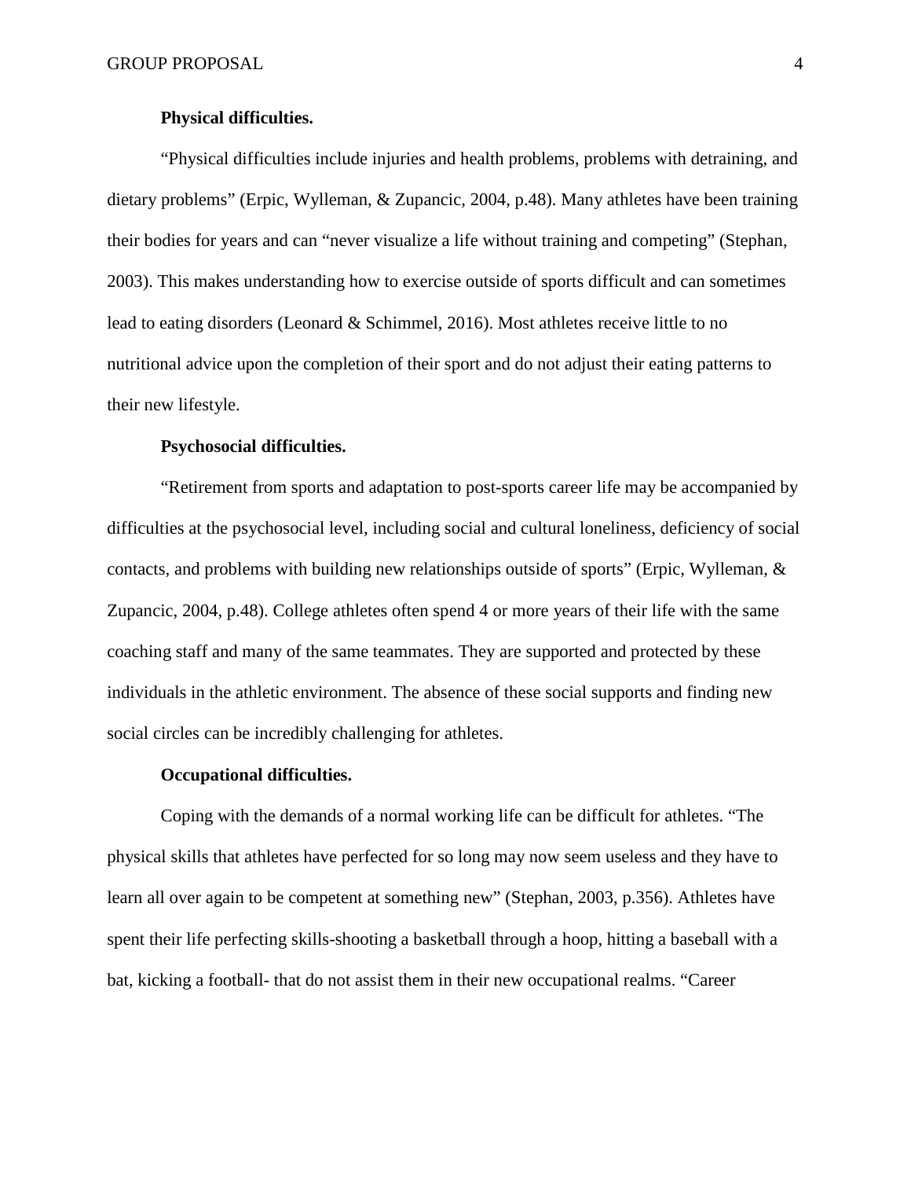### Physical difficulties.

"Physical difficulties include injuries and health problems, problems with detraining, and dietary problems" (Erpic, Wylleman, & Zupancic, 2004, p.48). Many athletes have been training their bodies for years and can "never visualize a life without training and competing" (Stephan, 2003). This makes understanding how to exercise outside of sports difficult and can sometimes lead to eating disorders (Leonard & Schimmel, 2016). Most athletes receive little to no nutritional advice upon the completion of their sport and do not adjust their eating patterns to their new lifestyle.

### Psychosocial difficulties.

"Retirement from sports and adaptation to post-sports career life may be accompanied by difficulties at the psychosocial level, including social and cultural loneliness, deficiency of social contacts, and problems with building new relationships outside of sports" (Erpic, Wylleman, & Zupancic, 2004, p.48). College athletes often spend 4 or more years of their life with the same coaching staff and many of the same teammates. They are supported and protected by these individuals in the athletic environment. The absence of these social supports and finding new social circles can be incredibly challenging for athletes.

### Occupational difficulties.

Coping with the demands of a normal working life can be difficult for athletes. "The physical skills that athletes have perfected for so long may now seem useless and they have to learn all over again to be competent at something new" (Stephan, 2003, p.356). Athletes have spent their life perfecting skills-shooting a basketball through a hoop, hitting a baseball with a bat, kicking a football- that do not assist them in their new occupational realms. "Career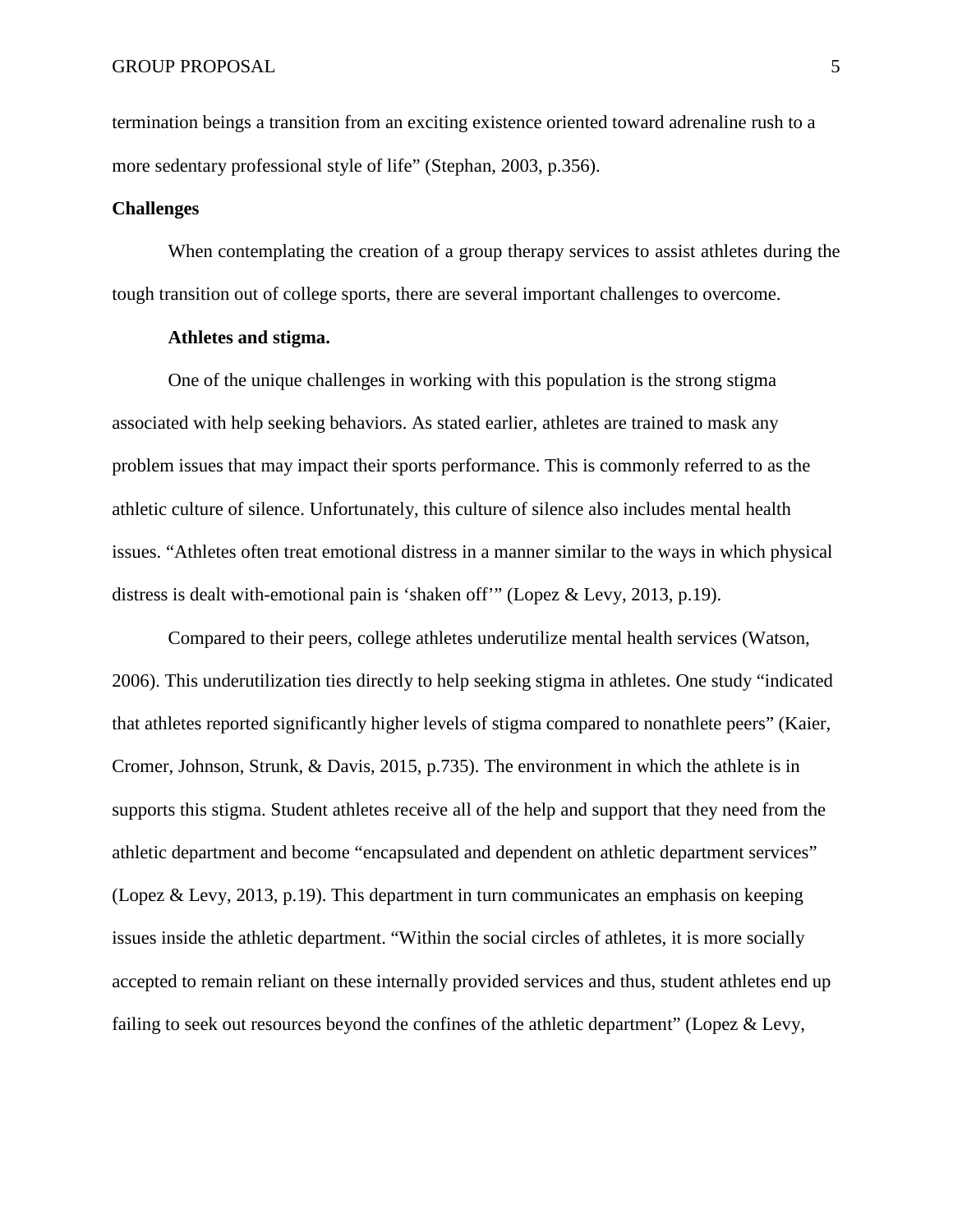termination beings a transition from an exciting existence oriented toward adrenaline rush to a more sedentary professional style of life" (Stephan, 2003, p.356).

## Challenges

When contemplating the creation of a group therapy services to assist athletes during the tough transition out of college sports, there are several important challenges to overcome.

### Athletes and stigma.

One of the unique challenges in working with this population is the strong stigma associated with help seeking behaviors. As stated earlier, athletes are trained to mask any problem issues that may impact their sports performance. This is commonly referred to as the athletic culture of silence. Unfortunately, this culture of silence also includes mental health issues. "Athletes often treat emotional distress in a manner similar to the ways in which physical distress is dealt with-emotional pain is 'shaken off'" (Lopez & Levy, 2013, p.19).

Compared to their peers, college athletes underutilize mental health services (Watson, 2006). This underutilization ties directly to help seeking stigma in athletes. One study "indicated that athletes reported significantly higher levels of stigma compared to nonathlete peers" (Kaier, Cromer, Johnson, Strunk, & Davis, 2015, p.735). The environment in which the athlete is in supports this stigma. Student athletes receive all of the help and support that they need from the athletic department and become "encapsulated and dependent on athletic department services" (Lopez & Levy, 2013, p.19). This department in turn communicates an emphasis on keeping issues inside the athletic department. "Within the social circles of athletes, it is more socially accepted to remain reliant on these internally provided services and thus, student athletes end up failing to seek out resources beyond the confines of the athletic department" (Lopez & Levy,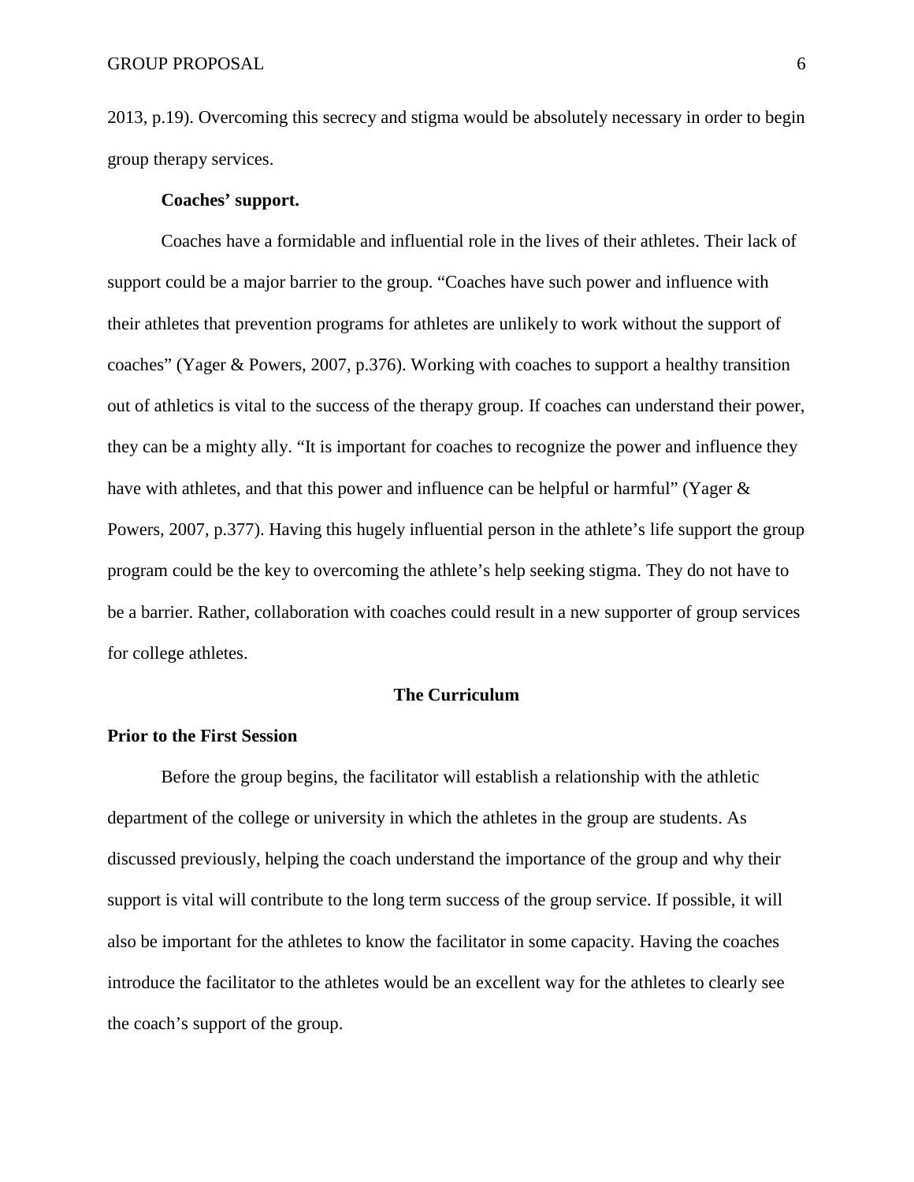2013, p.19). Overcoming this secrecy and stigma would be absolutely necessary in order to begin group therapy services.

**Coaches' support.**

Coaches have a formidable and influential role in the lives of their athletes. Their lack of support could be a major barrier to the group. "Coaches have such power and influence with their athletes that prevention programs for athletes are unlikely to work without the support of coaches" (Yager & Powers, 2007, p.376). Working with coaches to support a healthy transition out of athletics is vital to the success of the therapy group. If coaches can understand their power, they can be a mighty ally. "It is important for coaches to recognize the power and influence they have with athletes, and that this power and influence can be helpful or harmful" (Yager & Powers, 2007, p.377). Having this hugely influential person in the athlete's life support the group program could be the key to overcoming the athlete's help seeking stigma. They do not have to be a barrier. Rather, collaboration with coaches could result in a new supporter of group services for college athletes.

## The Curriculum

### Prior to the First Session

Before the group begins, the facilitator will establish a relationship with the athletic department of the college or university in which the athletes in the group are students. As discussed previously, helping the coach understand the importance of the group and why their support is vital will contribute to the long term success of the group service. If possible, it will also be important for the athletes to know the facilitator in some capacity. Having the coaches introduce the facilitator to the athletes would be an excellent way for the athletes to clearly see the coach's support of the group.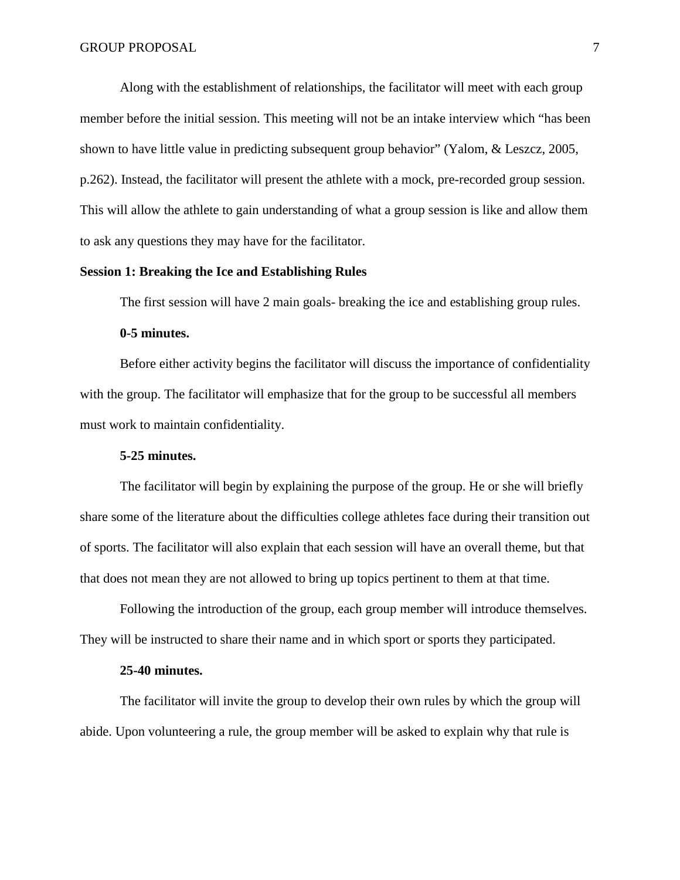Along with the establishment of relationships, the facilitator will meet with each group member before the initial session. This meeting will not be an intake interview which "has been shown to have little value in predicting subsequent group behavior" (Yalom, & Leszcz, 2005, p.262). Instead, the facilitator will present the athlete with a mock, pre-recorded group session. This will allow the athlete to gain understanding of what a group session is like and allow them to ask any questions they may have for the facilitator.

## Session 1: Breaking the Ice and Establishing Rules

The first session will have 2 main goals- breaking the ice and establishing group rules.

### 0-5 minutes.

Before either activity begins the facilitator will discuss the importance of confidentiality with the group. The facilitator will emphasize that for the group to be successful all members must work to maintain confidentiality.

### 5-25 minutes.

The facilitator will begin by explaining the purpose of the group. He or she will briefly share some of the literature about the difficulties college athletes face during their transition out of sports. The facilitator will also explain that each session will have an overall theme, but that that does not mean they are not allowed to bring up topics pertinent to them at that time.

Following the introduction of the group, each group member will introduce themselves. They will be instructed to share their name and in which sport or sports they participated.

### 25-40 minutes.

The facilitator will invite the group to develop their own rules by which the group will abide. Upon volunteering a rule, the group member will be asked to explain why that rule is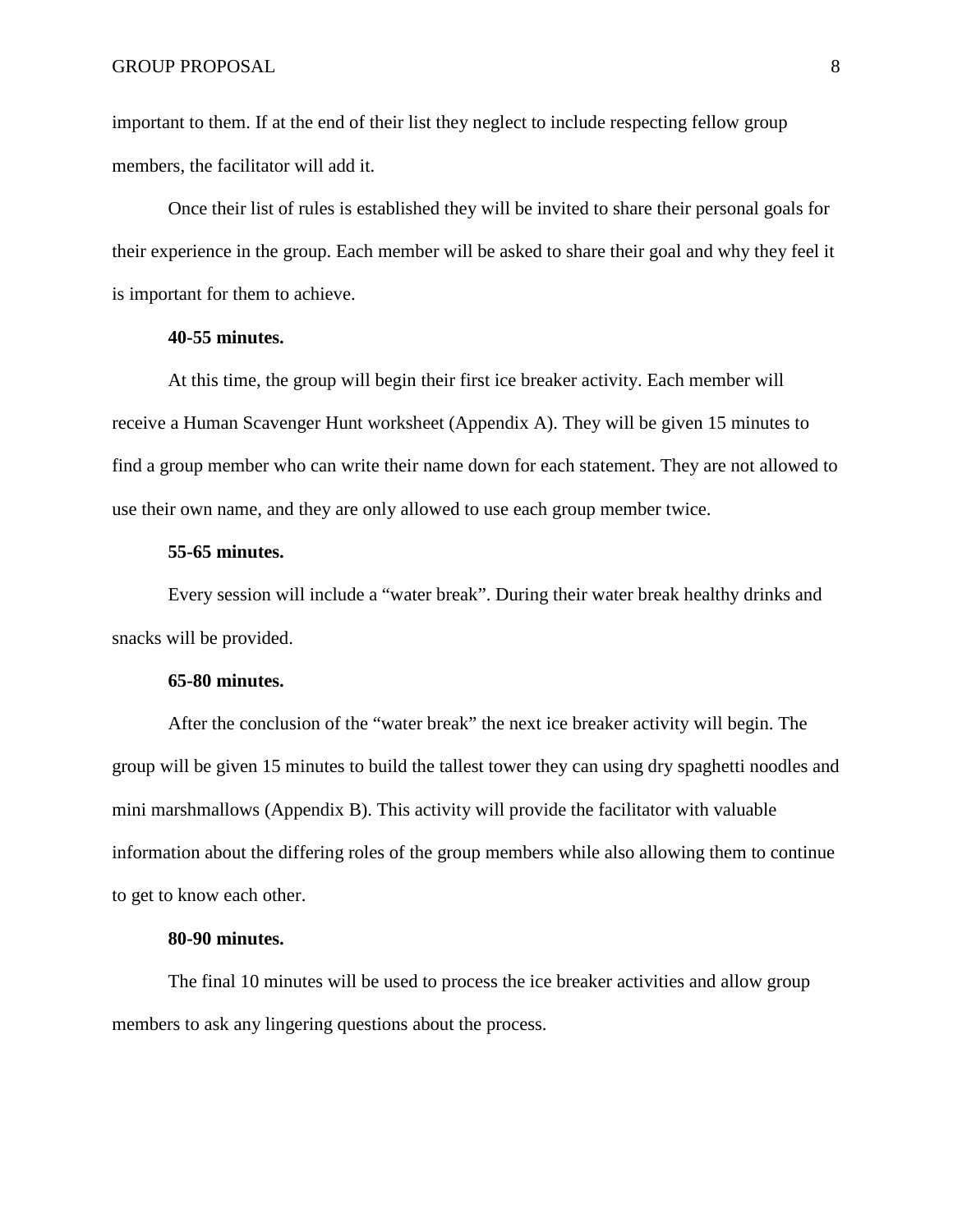important to them. If at the end of their list they neglect to include respecting fellow group members, the facilitator will add it.

Once their list of rules is established they will be invited to share their personal goals for their experience in the group. Each member will be asked to share their goal and why they feel it is important for them to achieve.

**40-55 minutes.**

At this time, the group will begin their first ice breaker activity. Each member will receive a Human Scavenger Hunt worksheet (Appendix A). They will be given 15 minutes to find a group member who can write their name down for each statement. They are not allowed to use their own name, and they are only allowed to use each group member twice.

**55-65 minutes.**

Every session will include a "water break". During their water break healthy drinks and snacks will be provided.

**65-80 minutes.**

After the conclusion of the "water break" the next ice breaker activity will begin. The group will be given 15 minutes to build the tallest tower they can using dry spaghetti noodles and mini marshmallows (Appendix B). This activity will provide the facilitator with valuable information about the differing roles of the group members while also allowing them to continue to get to know each other.

**80-90 minutes.**

The final 10 minutes will be used to process the ice breaker activities and allow group members to ask any lingering questions about the process.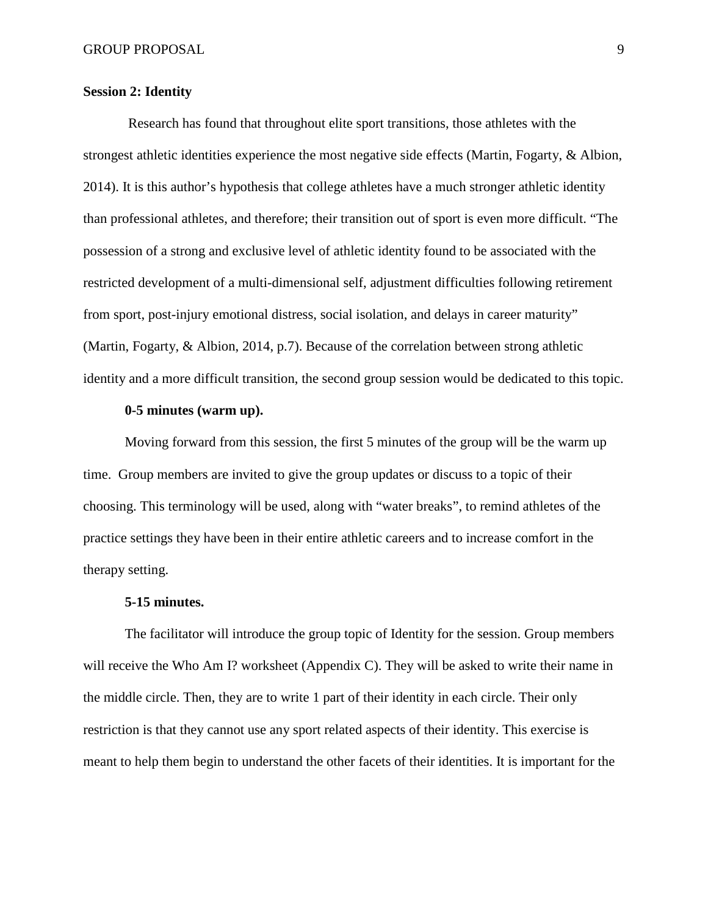### Session 2: Identity

Research has found that throughout elite sport transitions, those athletes with the strongest athletic identities experience the most negative side effects (Martin, Fogarty, & Albion, 2014). It is this author's hypothesis that college athletes have a much stronger athletic identity than professional athletes, and therefore; their transition out of sport is even more difficult. "The possession of a strong and exclusive level of athletic identity found to be associated with the restricted development of a multi-dimensional self, adjustment difficulties following retirement from sport, post-injury emotional distress, social isolation, and delays in career maturity" (Martin, Fogarty, & Albion, 2014, p.7). Because of the correlation between strong athletic identity and a more difficult transition, the second group session would be dedicated to this topic.

#### 0-5 minutes (warm up).

Moving forward from this session, the first 5 minutes of the group will be the warm up time. Group members are invited to give the group updates or discuss to a topic of their choosing. This terminology will be used, along with "water breaks", to remind athletes of the practice settings they have been in their entire athletic careers and to increase comfort in the therapy setting.

#### 5-15 minutes.

The facilitator will introduce the group topic of Identity for the session. Group members will receive the Who Am I? worksheet (Appendix C). They will be asked to write their name in the middle circle. Then, they are to write 1 part of their identity in each circle. Their only restriction is that they cannot use any sport related aspects of their identity. This exercise is meant to help them begin to understand the other facets of their identities. It is important for the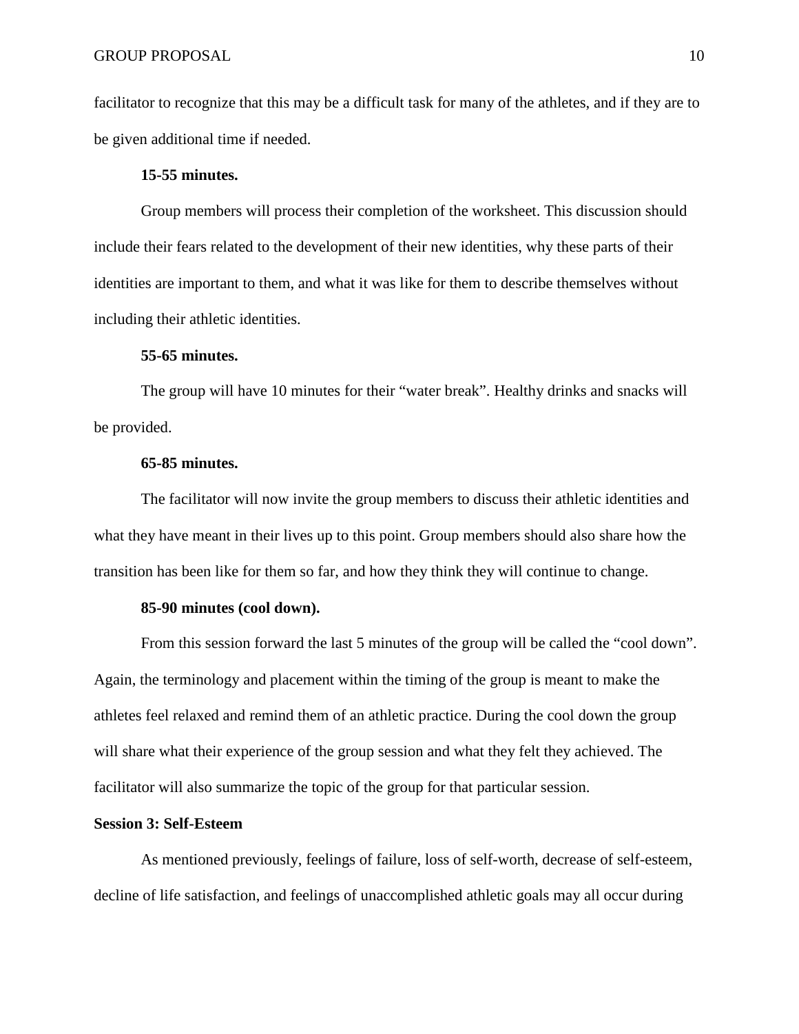facilitator to recognize that this may be a difficult task for many of the athletes, and if they are to be given additional time if needed.

**15-55 minutes.**

Group members will process their completion of the worksheet. This discussion should include their fears related to the development of their new identities, why these parts of their identities are important to them, and what it was like for them to describe themselves without including their athletic identities.

**55-65 minutes.**

The group will have 10 minutes for their "water break". Healthy drinks and snacks will be provided.

**65-85 minutes.**

The facilitator will now invite the group members to discuss their athletic identities and what they have meant in their lives up to this point. Group members should also share how the transition has been like for them so far, and how they think they will continue to change.

**85-90 minutes (cool down).**

From this session forward the last 5 minutes of the group will be called the "cool down". Again, the terminology and placement within the timing of the group is meant to make the athletes feel relaxed and remind them of an athletic practice. During the cool down the group will share what their experience of the group session and what they felt they achieved. The facilitator will also summarize the topic of the group for that particular session.

## Session 3: Self-Esteem

As mentioned previously, feelings of failure, loss of self-worth, decrease of self-esteem, decline of life satisfaction, and feelings of unaccomplished athletic goals may all occur during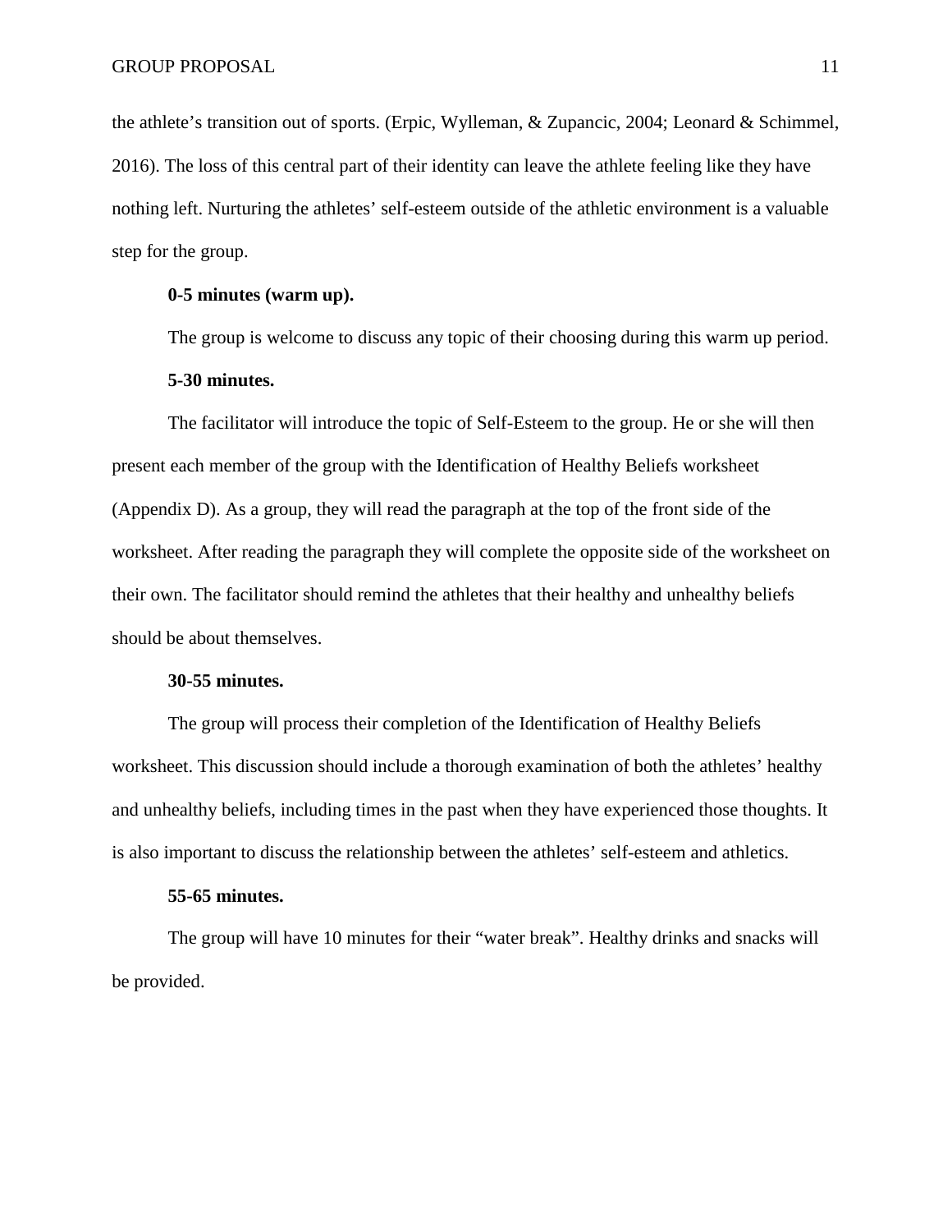the athlete's transition out of sports. (Erpic, Wylleman, & Zupancic, 2004; Leonard & Schimmel, 2016). The loss of this central part of their identity can leave the athlete feeling like they have nothing left. Nurturing the athletes' self-esteem outside of the athletic environment is a valuable step for the group.

**0-5 minutes (warm up).**

The group is welcome to discuss any topic of their choosing during this warm up period.

**5-30 minutes.**

The facilitator will introduce the topic of Self-Esteem to the group. He or she will then present each member of the group with the Identification of Healthy Beliefs worksheet (Appendix D). As a group, they will read the paragraph at the top of the front side of the worksheet. After reading the paragraph they will complete the opposite side of the worksheet on their own. The facilitator should remind the athletes that their healthy and unhealthy beliefs should be about themselves.

**30-55 minutes.**

The group will process their completion of the Identification of Healthy Beliefs worksheet. This discussion should include a thorough examination of both the athletes' healthy and unhealthy beliefs, including times in the past when they have experienced those thoughts. It is also important to discuss the relationship between the athletes' self-esteem and athletics.

**55-65 minutes.**

The group will have 10 minutes for their "water break". Healthy drinks and snacks will be provided.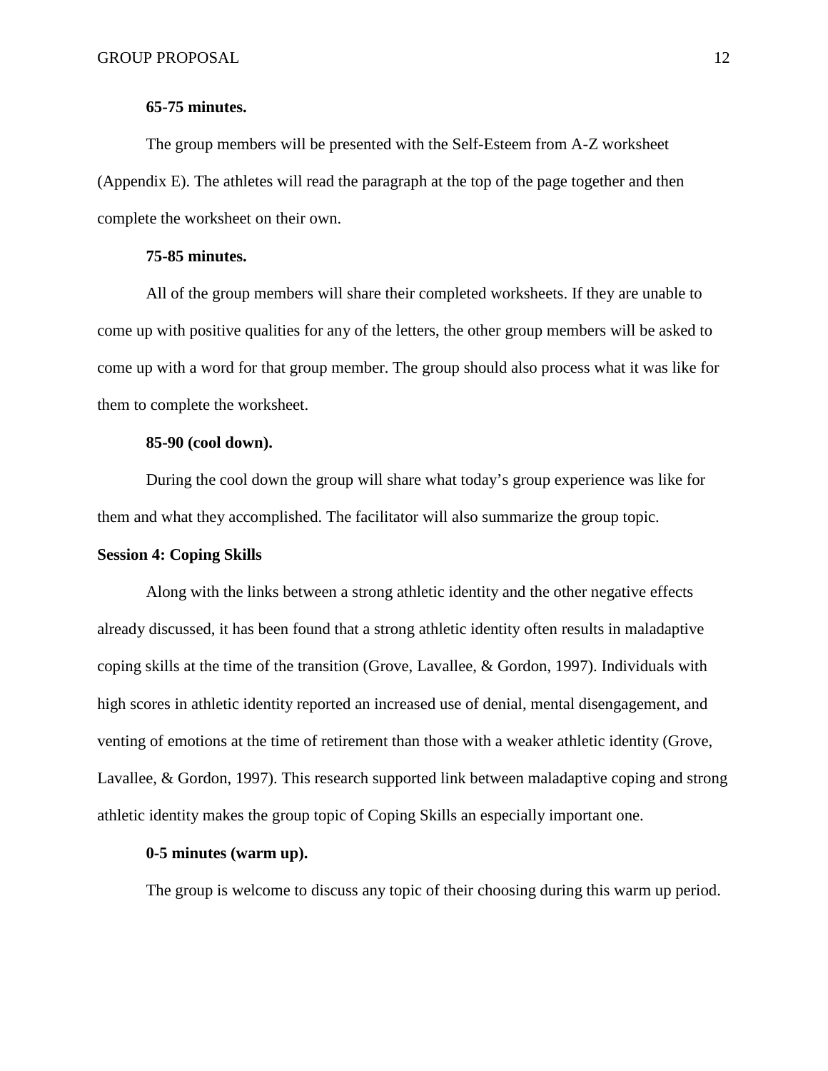#### 65-75 minutes.

The group members will be presented with the Self-Esteem from A-Z worksheet (Appendix E). The athletes will read the paragraph at the top of the page together and then complete the worksheet on their own.

#### 75-85 minutes.

All of the group members will share their completed worksheets. If they are unable to come up with positive qualities for any of the letters, the other group members will be asked to come up with a word for that group member. The group should also process what it was like for them to complete the worksheet.

#### 85-90 (cool down).

During the cool down the group will share what today's group experience was like for them and what they accomplished. The facilitator will also summarize the group topic.

### Session 4: Coping Skills

Along with the links between a strong athletic identity and the other negative effects already discussed, it has been found that a strong athletic identity often results in maladaptive coping skills at the time of the transition (Grove, Lavallee, & Gordon, 1997). Individuals with high scores in athletic identity reported an increased use of denial, mental disengagement, and venting of emotions at the time of retirement than those with a weaker athletic identity (Grove, Lavallee, & Gordon, 1997). This research supported link between maladaptive coping and strong athletic identity makes the group topic of Coping Skills an especially important one.

#### 0-5 minutes (warm up).

The group is welcome to discuss any topic of their choosing during this warm up period.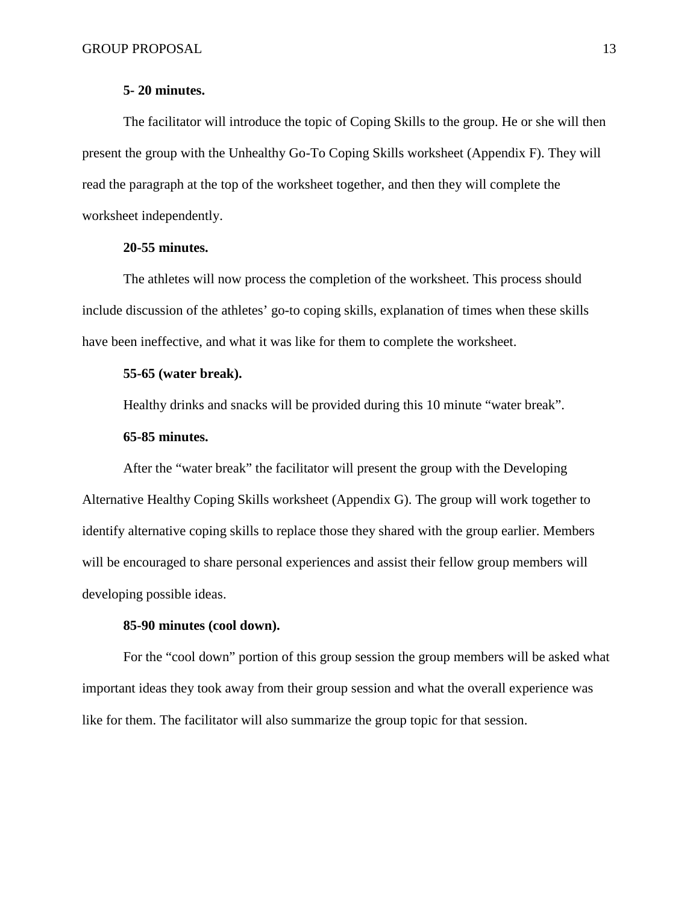**5- 20 minutes.**

The facilitator will introduce the topic of Coping Skills to the group. He or she will then present the group with the Unhealthy Go-To Coping Skills worksheet (Appendix F). They will read the paragraph at the top of the worksheet together, and then they will complete the worksheet independently.

**20-55 minutes.**

The athletes will now process the completion of the worksheet. This process should include discussion of the athletes' go-to coping skills, explanation of times when these skills have been ineffective, and what it was like for them to complete the worksheet.

**55-65 (water break).**

Healthy drinks and snacks will be provided during this 10 minute "water break".

**65-85 minutes.**

After the "water break" the facilitator will present the group with the Developing Alternative Healthy Coping Skills worksheet (Appendix G). The group will work together to identify alternative coping skills to replace those they shared with the group earlier. Members will be encouraged to share personal experiences and assist their fellow group members will developing possible ideas.

**85-90 minutes (cool down).**

For the "cool down" portion of this group session the group members will be asked what important ideas they took away from their group session and what the overall experience was like for them. The facilitator will also summarize the group topic for that session.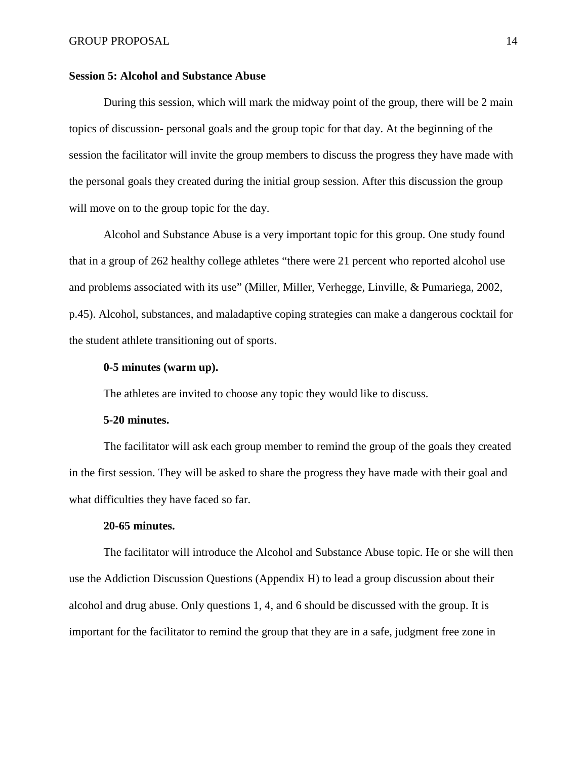**Session 5: Alcohol and Substance Abuse**

During this session, which will mark the midway point of the group, there will be 2 main topics of discussion- personal goals and the group topic for that day. At the beginning of the session the facilitator will invite the group members to discuss the progress they have made with the personal goals they created during the initial group session. After this discussion the group will move on to the group topic for the day.

Alcohol and Substance Abuse is a very important topic for this group. One study found that in a group of 262 healthy college athletes "there were 21 percent who reported alcohol use and problems associated with its use" (Miller, Miller, Verhegge, Linville, & Pumariega, 2002, p.45). Alcohol, substances, and maladaptive coping strategies can make a dangerous cocktail for the student athlete transitioning out of sports.

**0-5 minutes (warm up).**

The athletes are invited to choose any topic they would like to discuss.

**5-20 minutes.**

The facilitator will ask each group member to remind the group of the goals they created in the first session. They will be asked to share the progress they have made with their goal and what difficulties they have faced so far.

**20-65 minutes.**

The facilitator will introduce the Alcohol and Substance Abuse topic. He or she will then use the Addiction Discussion Questions (Appendix H) to lead a group discussion about their alcohol and drug abuse. Only questions 1, 4, and 6 should be discussed with the group. It is important for the facilitator to remind the group that they are in a safe, judgment free zone in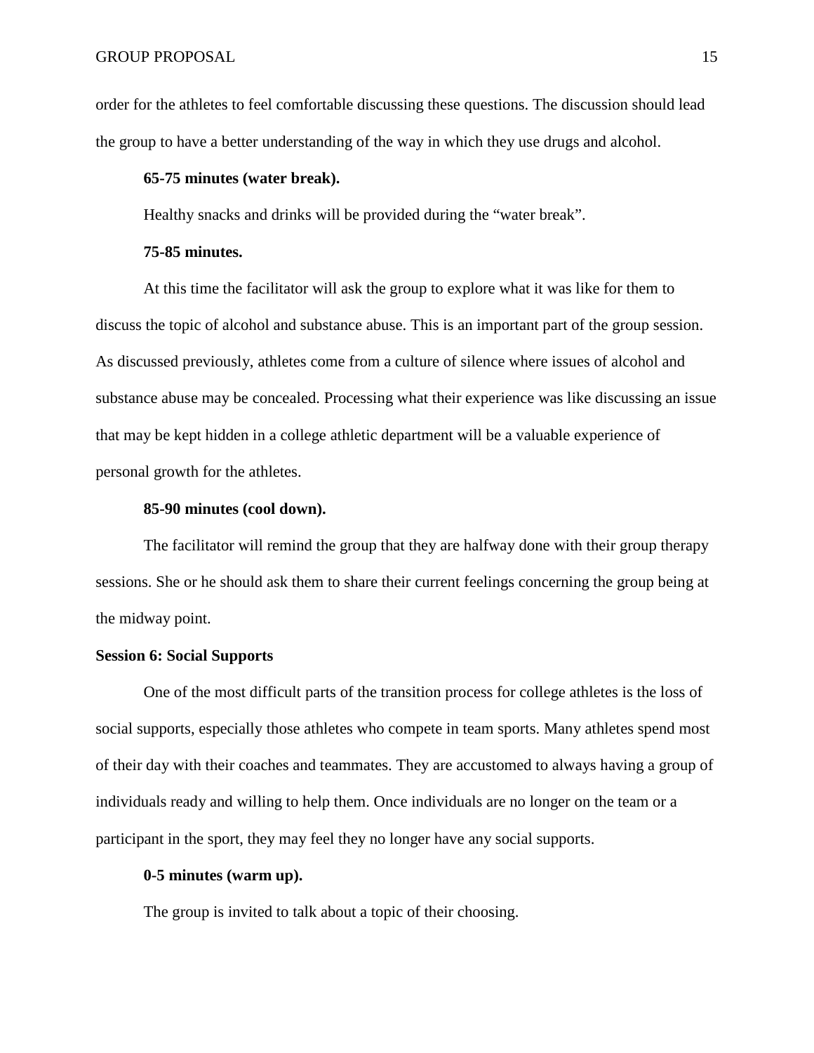order for the athletes to feel comfortable discussing these questions. The discussion should lead the group to have a better understanding of the way in which they use drugs and alcohol.

#### 65-75 minutes (water break).

Healthy snacks and drinks will be provided during the "water break".

#### 75-85 minutes.

At this time the facilitator will ask the group to explore what it was like for them to discuss the topic of alcohol and substance abuse. This is an important part of the group session. As discussed previously, athletes come from a culture of silence where issues of alcohol and substance abuse may be concealed. Processing what their experience was like discussing an issue that may be kept hidden in a college athletic department will be a valuable experience of personal growth for the athletes.

#### 85-90 minutes (cool down).

The facilitator will remind the group that they are halfway done with their group therapy sessions. She or he should ask them to share their current feelings concerning the group being at the midway point.

### Session 6: Social Supports

One of the most difficult parts of the transition process for college athletes is the loss of social supports, especially those athletes who compete in team sports. Many athletes spend most of their day with their coaches and teammates. They are accustomed to always having a group of individuals ready and willing to help them. Once individuals are no longer on the team or a participant in the sport, they may feel they no longer have any social supports.

#### 0-5 minutes (warm up).

The group is invited to talk about a topic of their choosing.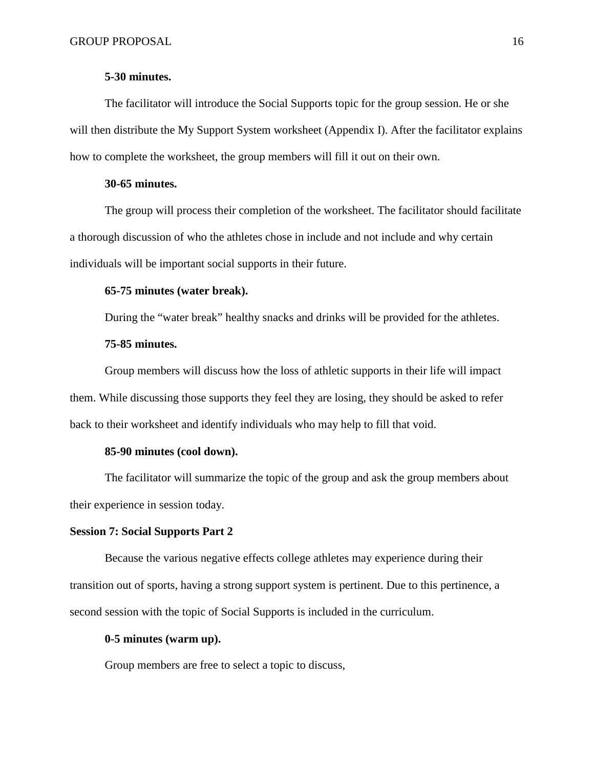**5-30 minutes.**

The facilitator will introduce the Social Supports topic for the group session. He or she will then distribute the My Support System worksheet (Appendix I). After the facilitator explains how to complete the worksheet, the group members will fill it out on their own.

**30-65 minutes.**

The group will process their completion of the worksheet. The facilitator should facilitate a thorough discussion of who the athletes chose in include and not include and why certain individuals will be important social supports in their future.

**65-75 minutes (water break).**

During the "water break" healthy snacks and drinks will be provided for the athletes.

**75-85 minutes.**

Group members will discuss how the loss of athletic supports in their life will impact them. While discussing those supports they feel they are losing, they should be asked to refer back to their worksheet and identify individuals who may help to fill that void.

**85-90 minutes (cool down).**

The facilitator will summarize the topic of the group and ask the group members about their experience in session today.

## Session 7: Social Supports Part 2

Because the various negative effects college athletes may experience during their transition out of sports, having a strong support system is pertinent. Due to this pertinence, a second session with the topic of Social Supports is included in the curriculum.

**0-5 minutes (warm up).**

Group members are free to select a topic to discuss,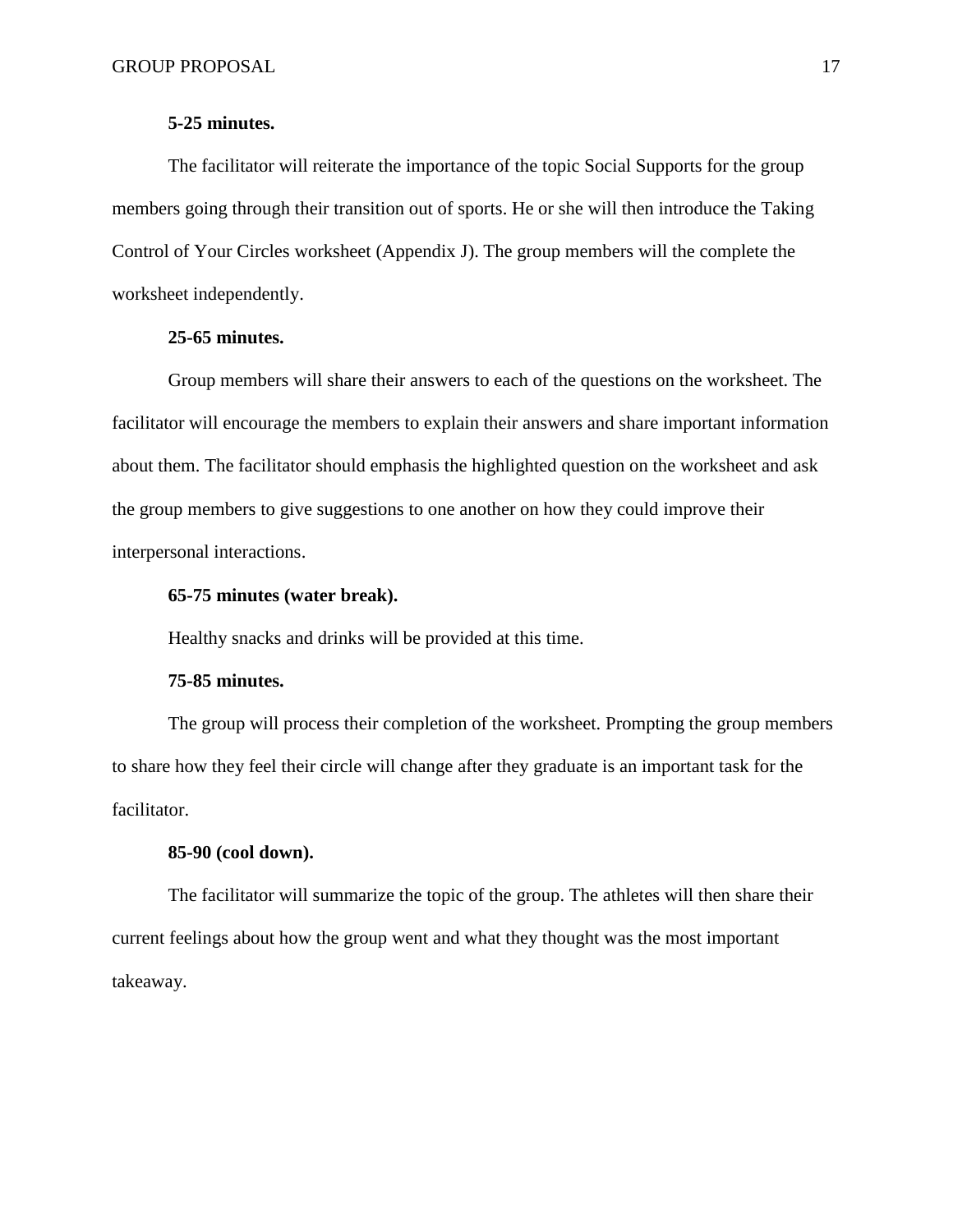**5-25 minutes.**

The facilitator will reiterate the importance of the topic Social Supports for the group members going through their transition out of sports. He or she will then introduce the Taking Control of Your Circles worksheet (Appendix J). The group members will the complete the worksheet independently.

**25-65 minutes.**

Group members will share their answers to each of the questions on the worksheet. The facilitator will encourage the members to explain their answers and share important information about them. The facilitator should emphasis the highlighted question on the worksheet and ask the group members to give suggestions to one another on how they could improve their interpersonal interactions.

**65-75 minutes (water break).**

Healthy snacks and drinks will be provided at this time.

**75-85 minutes.**

The group will process their completion of the worksheet. Prompting the group members to share how they feel their circle will change after they graduate is an important task for the facilitator.

**85-90 (cool down).**

The facilitator will summarize the topic of the group. The athletes will then share their current feelings about how the group went and what they thought was the most important takeaway.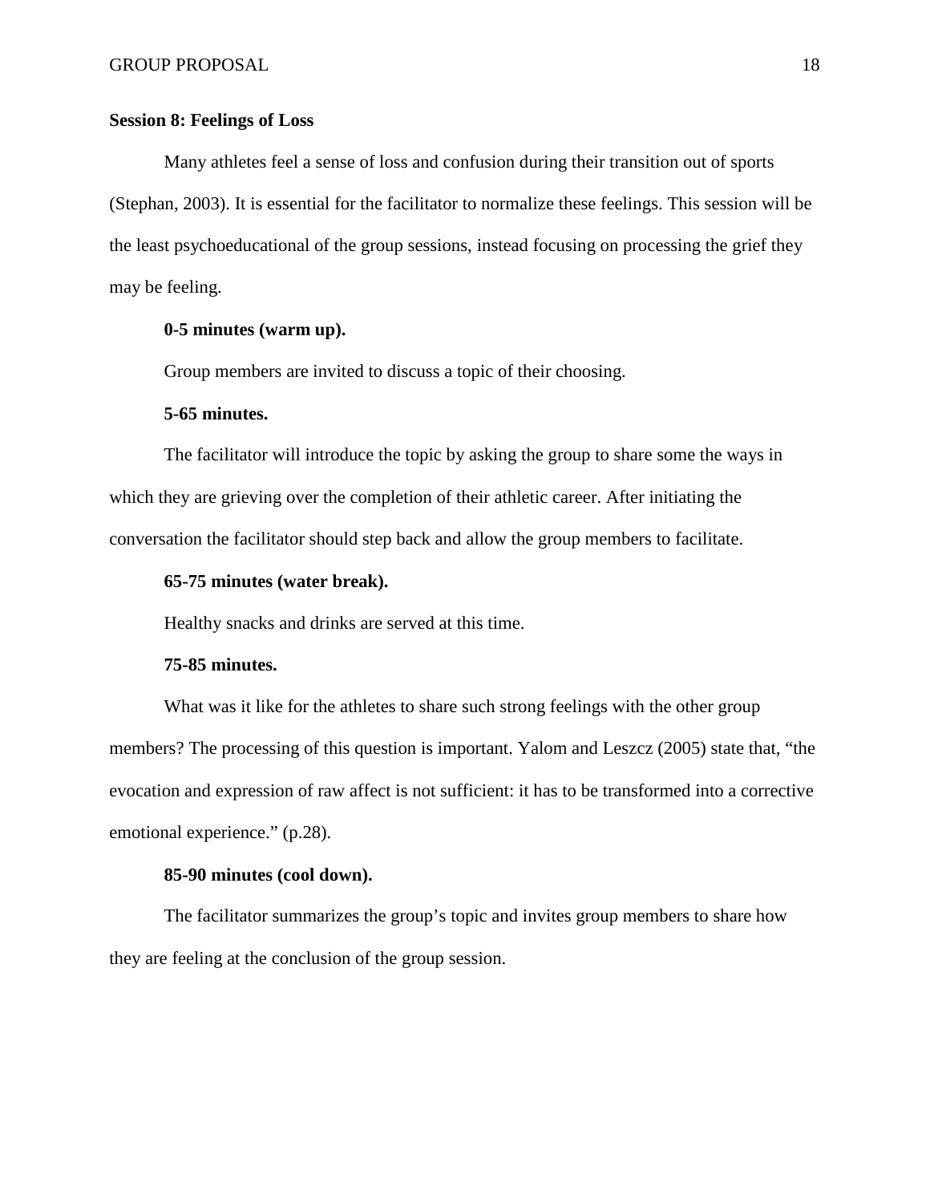### Session 8: Feelings of Loss

Many athletes feel a sense of loss and confusion during their transition out of sports (Stephan, 2003). It is essential for the facilitator to normalize these feelings. This session will be the least psychoeducational of the group sessions, instead focusing on processing the grief they may be feeling.

#### 0-5 minutes (warm up).

Group members are invited to discuss a topic of their choosing.

#### 5-65 minutes.

The facilitator will introduce the topic by asking the group to share some the ways in which they are grieving over the completion of their athletic career. After initiating the conversation the facilitator should step back and allow the group members to facilitate.

#### 65-75 minutes (water break).

Healthy snacks and drinks are served at this time.

#### 75-85 minutes.

What was it like for the athletes to share such strong feelings with the other group members? The processing of this question is important. Yalom and Leszcz (2005) state that, "the evocation and expression of raw affect is not sufficient: it has to be transformed into a corrective emotional experience." (p.28).

#### 85-90 minutes (cool down).

The facilitator summarizes the group's topic and invites group members to share how they are feeling at the conclusion of the group session.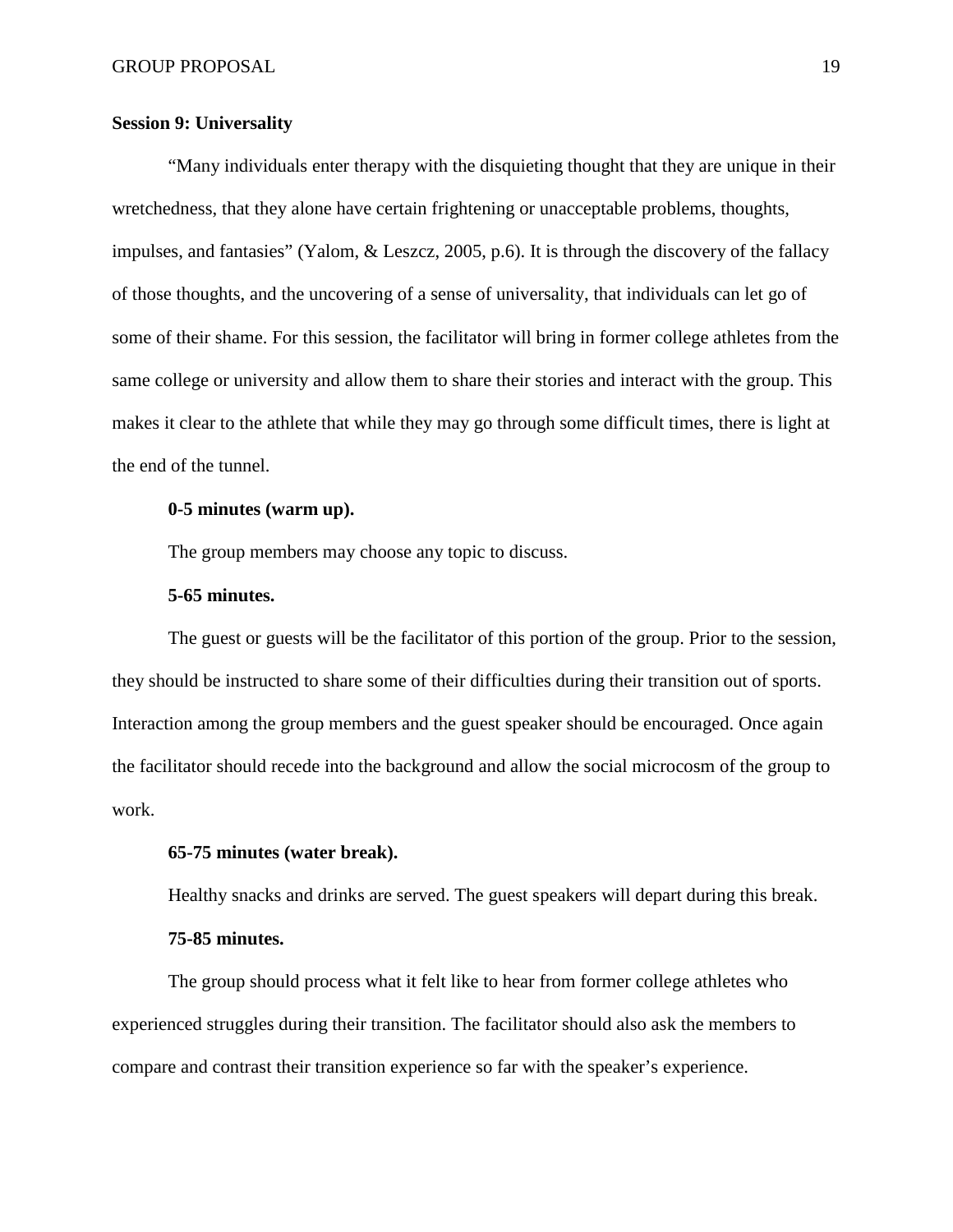**Session 9: Universality**

"Many individuals enter therapy with the disquieting thought that they are unique in their wretchedness, that they alone have certain frightening or unacceptable problems, thoughts, impulses, and fantasies" (Yalom, & Leszcz, 2005, p.6). It is through the discovery of the fallacy of those thoughts, and the uncovering of a sense of universality, that individuals can let go of some of their shame. For this session, the facilitator will bring in former college athletes from the same college or university and allow them to share their stories and interact with the group. This makes it clear to the athlete that while they may go through some difficult times, there is light at the end of the tunnel.

**0-5 minutes (warm up).**

The group members may choose any topic to discuss.

**5-65 minutes.**

The guest or guests will be the facilitator of this portion of the group. Prior to the session, they should be instructed to share some of their difficulties during their transition out of sports. Interaction among the group members and the guest speaker should be encouraged. Once again the facilitator should recede into the background and allow the social microcosm of the group to work.

**65-75 minutes (water break).**

Healthy snacks and drinks are served. The guest speakers will depart during this break.

**75-85 minutes.**

The group should process what it felt like to hear from former college athletes who experienced struggles during their transition. The facilitator should also ask the members to compare and contrast their transition experience so far with the speaker's experience.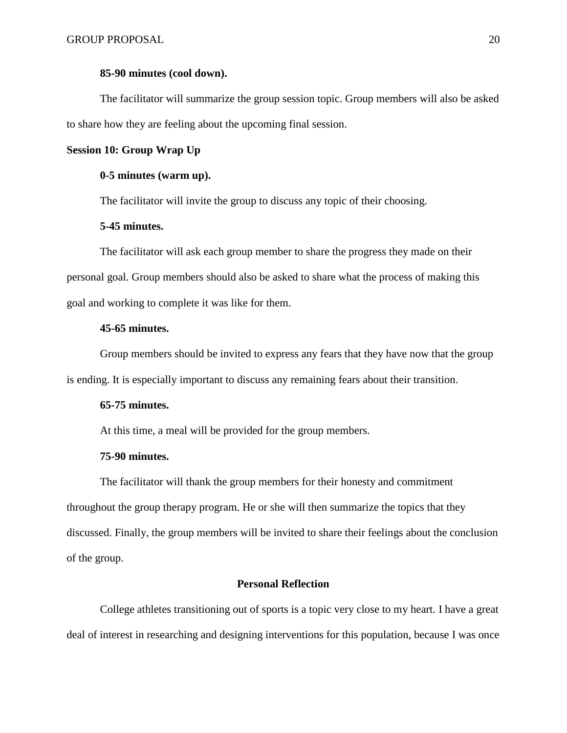#### 85-90 minutes (cool down).

The facilitator will summarize the group session topic. Group members will also be asked to share how they are feeling about the upcoming final session.

### Session 10: Group Wrap Up

#### 0-5 minutes (warm up).

The facilitator will invite the group to discuss any topic of their choosing.

#### 5-45 minutes.

The facilitator will ask each group member to share the progress they made on their personal goal. Group members should also be asked to share what the process of making this goal and working to complete it was like for them.

#### 45-65 minutes.

Group members should be invited to express any fears that they have now that the group is ending. It is especially important to discuss any remaining fears about their transition.

#### 65-75 minutes.

At this time, a meal will be provided for the group members.

#### 75-90 minutes.

The facilitator will thank the group members for their honesty and commitment throughout the group therapy program. He or she will then summarize the topics that they discussed. Finally, the group members will be invited to share their feelings about the conclusion of the group.

## Personal Reflection

College athletes transitioning out of sports is a topic very close to my heart. I have a great deal of interest in researching and designing interventions for this population, because I was once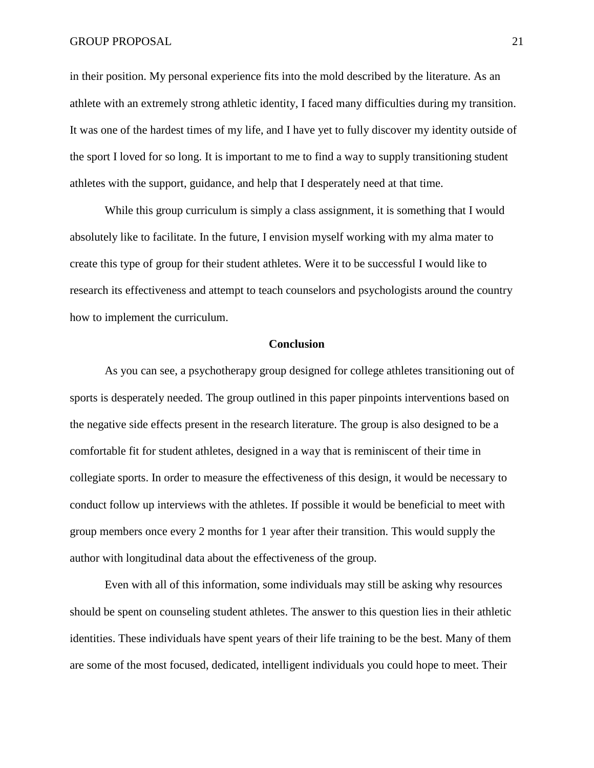in their position. My personal experience fits into the mold described by the literature. As an athlete with an extremely strong athletic identity, I faced many difficulties during my transition. It was one of the hardest times of my life, and I have yet to fully discover my identity outside of the sport I loved for so long. It is important to me to find a way to supply transitioning student athletes with the support, guidance, and help that I desperately need at that time.

While this group curriculum is simply a class assignment, it is something that I would absolutely like to facilitate. In the future, I envision myself working with my alma mater to create this type of group for their student athletes. Were it to be successful I would like to research its effectiveness and attempt to teach counselors and psychologists around the country how to implement the curriculum.

## Conclusion

As you can see, a psychotherapy group designed for college athletes transitioning out of sports is desperately needed. The group outlined in this paper pinpoints interventions based on the negative side effects present in the research literature. The group is also designed to be a comfortable fit for student athletes, designed in a way that is reminiscent of their time in collegiate sports. In order to measure the effectiveness of this design, it would be necessary to conduct follow up interviews with the athletes. If possible it would be beneficial to meet with group members once every 2 months for 1 year after their transition. This would supply the author with longitudinal data about the effectiveness of the group.

Even with all of this information, some individuals may still be asking why resources should be spent on counseling student athletes. The answer to this question lies in their athletic identities. These individuals have spent years of their life training to be the best. Many of them are some of the most focused, dedicated, intelligent individuals you could hope to meet. Their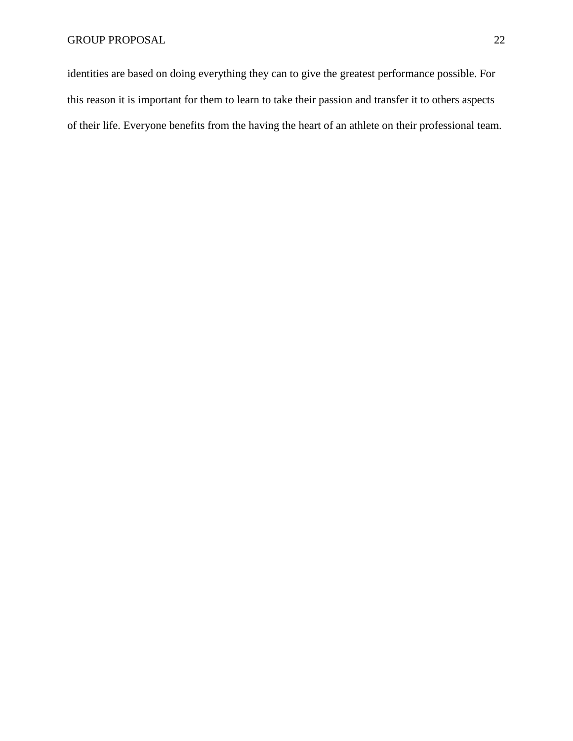identities are based on doing everything they can to give the greatest performance possible. For this reason it is important for them to learn to take their passion and transfer it to others aspects of their life. Everyone benefits from the having the heart of an athlete on their professional team.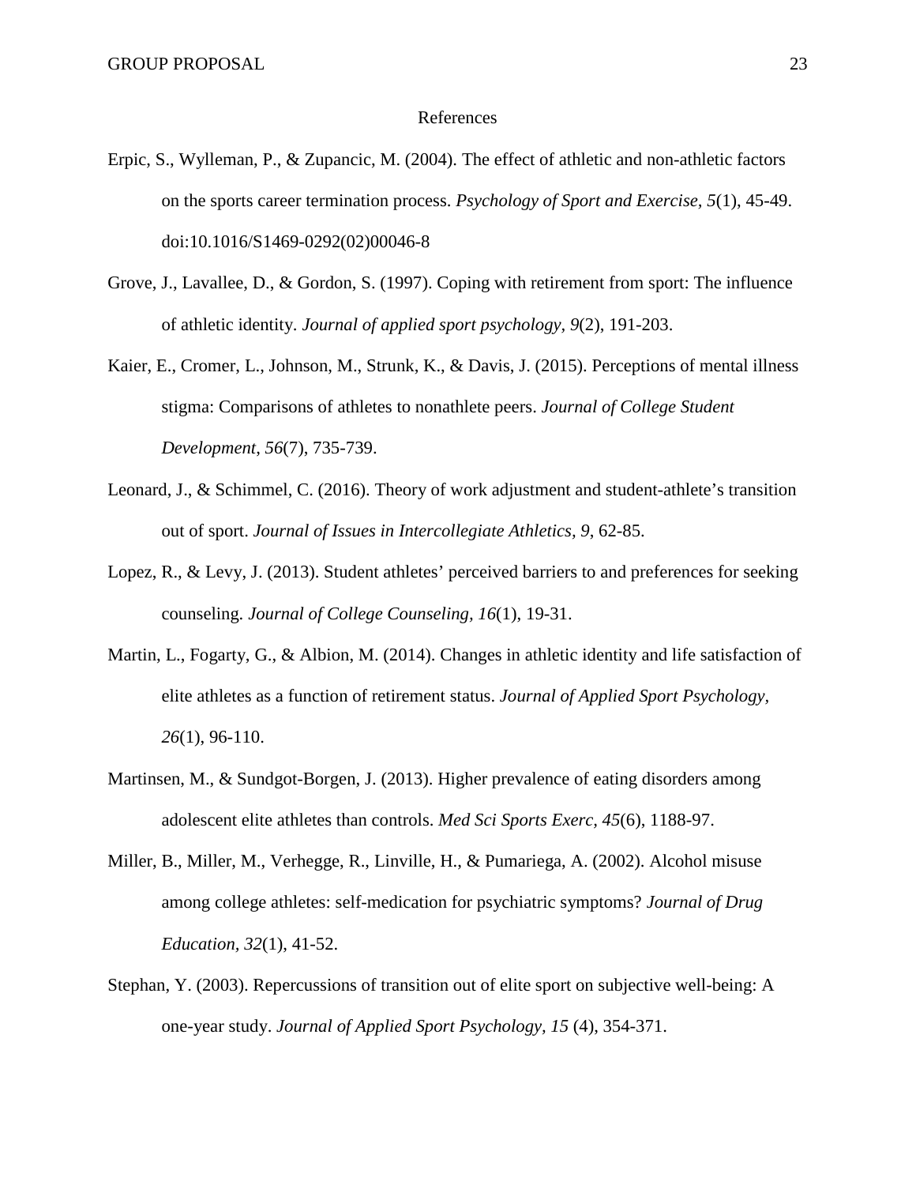# References

Erpic, S., Wylleman, P., & Zupancic, M. (2004). The effect of athletic and non-athletic factors on the sports career termination process. *Psychology of Sport and Exercise, 5*(1), 45-49. doi:10.1016/S1469-0292(02)00046-8

Grove, J., Lavallee, D., & Gordon, S. (1997). Coping with retirement from sport: The influence of athletic identity. *Journal of applied sport psychology, 9*(2), 191-203.

Kaier, E., Cromer, L., Johnson, M., Strunk, K., & Davis, J. (2015). Perceptions of mental illness stigma: Comparisons of athletes to nonathlete peers. *Journal of College Student Development, 56*(7), 735-739.

Leonard, J., & Schimmel, C. (2016). Theory of work adjustment and student-athlete's transition out of sport. *Journal of Issues in Intercollegiate Athletics, 9*, 62-85.

Lopez, R., & Levy, J. (2013). Student athletes' perceived barriers to and preferences for seeking counseling. *Journal of College Counseling, 16*(1), 19-31.

Martin, L., Fogarty, G., & Albion, M. (2014). Changes in athletic identity and life satisfaction of elite athletes as a function of retirement status. *Journal of Applied Sport Psychology, 26*(1), 96-110.

Martinsen, M., & Sundgot-Borgen, J. (2013). Higher prevalence of eating disorders among adolescent elite athletes than controls. *Med Sci Sports Exerc, 45*(6), 1188-97.

Miller, B., Miller, M., Verhegge, R., Linville, H., & Pumariega, A. (2002). Alcohol misuse among college athletes: self-medication for psychiatric symptoms? *Journal of Drug Education, 32*(1), 41-52.

Stephan, Y. (2003). Repercussions of transition out of elite sport on subjective well-being: A one-year study. *Journal of Applied Sport Psychology, 15* (4), 354-371.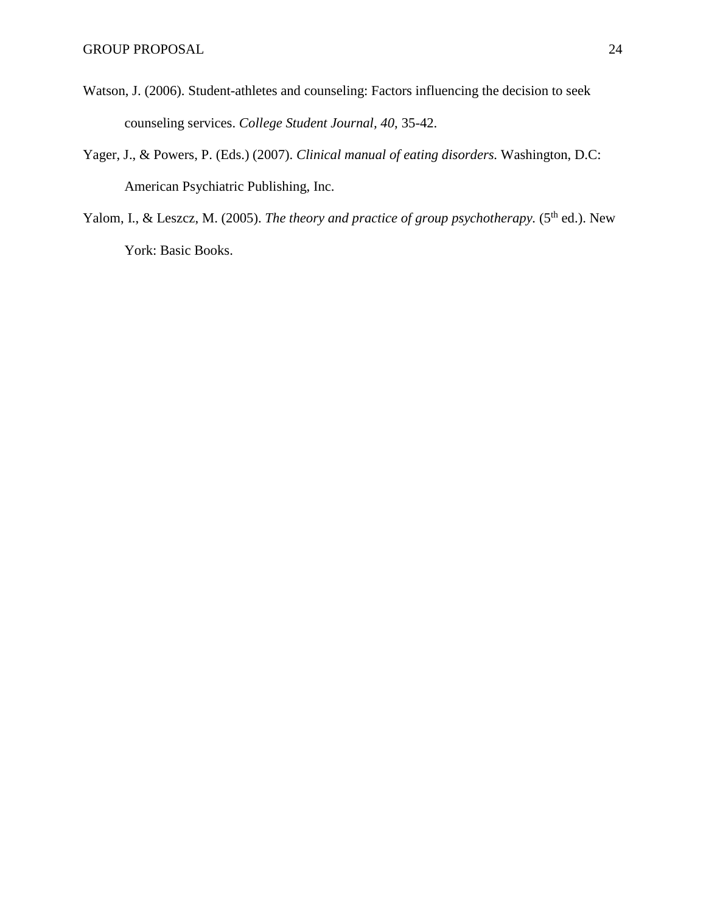Watson, J. (2006). Student-athletes and counseling: Factors influencing the decision to seek counseling services. *College Student Journal*, *40*, 35-42.

Yager, J., & Powers, P. (Eds.) (2007). *Clinical manual of eating disorders.* Washington, D.C: American Psychiatric Publishing, Inc.

Yalom, I., & Leszcz, M. (2005). *The theory and practice of group psychotherapy.* (5th ed.). New York: Basic Books.